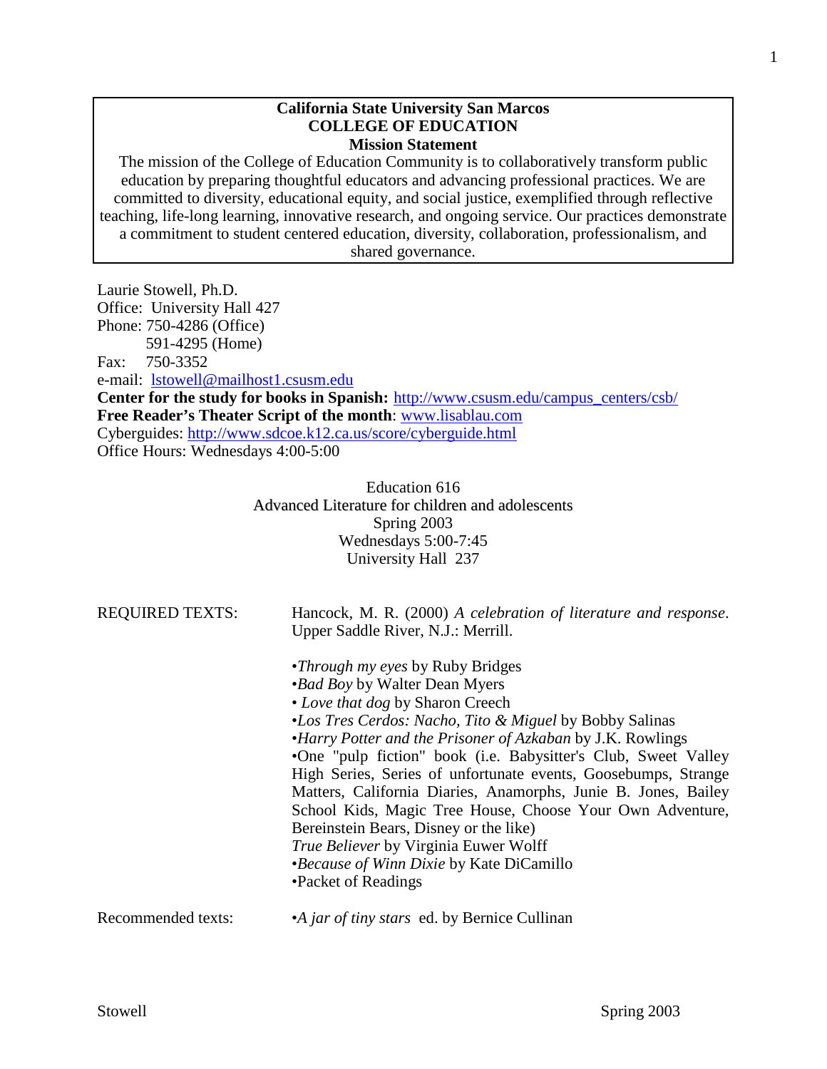**California State University San Marcos**
**COLLEGE OF EDUCATION**
**Mission Statement**

The mission of the College of Education Community is to collaboratively transform public education by preparing thoughtful educators and advancing professional practices. We are committed to diversity, educational equity, and social justice, exemplified through reflective teaching, life-long learning, innovative research, and ongoing service. Our practices demonstrate a commitment to student centered education, diversity, collaboration, professionalism, and shared governance.

Laurie Stowell, Ph.D.
Office: University Hall 427
Phone: 750-4286 (Office)
591-4295 (Home)
Fax: 750-3352
e-mail: lstowell@mailhost1.csusm.edu
**Center for the study for books in Spanish:** http://www.csusm.edu/campus_centers/csb/
**Free Reader's Theater Script of the month**: www.lisablau.com
Cyberguides: http://www.sdcoe.k12.ca.us/score/cyberguide.html
Office Hours: Wednesdays 4:00-5:00

Education 616
Advanced Literature for children and adolescents
Spring 2003
Wednesdays 5:00-7:45
University Hall 237

REQUIRED TEXTS: Hancock, M. R. (2000) *A celebration of literature and response*. Upper Saddle River, N.J.: Merrill.

- *Through my eyes* by Ruby Bridges
- *Bad Boy* by Walter Dean Myers
- *Love that dog* by Sharon Creech
- *Los Tres Cerdos: Nacho, Tito & Miguel* by Bobby Salinas
- *Harry Potter and the Prisoner of Azkaban* by J.K. Rowlings
- One "pulp fiction" book (i.e. Babysitter's Club, Sweet Valley High Series, Series of unfortunate events, Goosebumps, Strange Matters, California Diaries, Anamorphs, Junie B. Jones, Bailey School Kids, Magic Tree House, Choose Your Own Adventure, Bereinstein Bears, Disney or the like)

*True Believer* by Virginia Euwer Wolff

- *Because of Winn Dixie* by Kate DiCamillo
- Packet of Readings

Recommended texts: •*A jar of tiny stars* ed. by Bernice Cullinan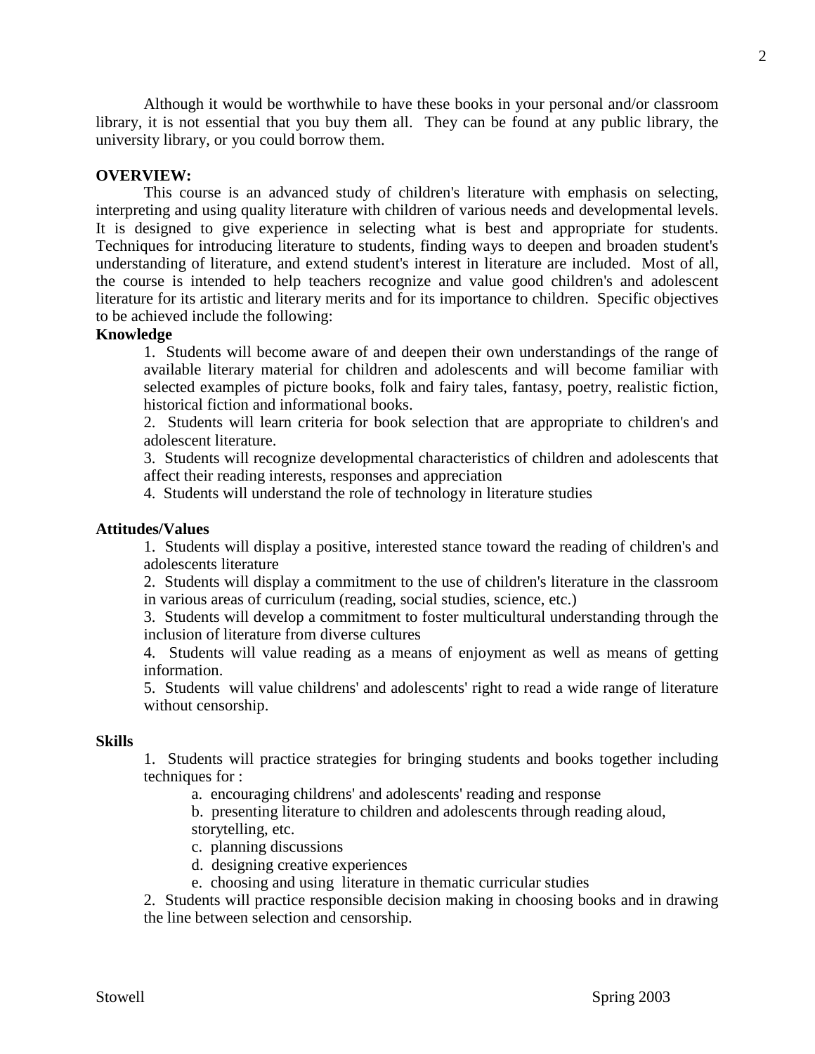Although it would be worthwhile to have these books in your personal and/or classroom library, it is not essential that you buy them all. They can be found at any public library, the university library, or you could borrow them.

**OVERVIEW:**

This course is an advanced study of children's literature with emphasis on selecting, interpreting and using quality literature with children of various needs and developmental levels. It is designed to give experience in selecting what is best and appropriate for students. Techniques for introducing literature to students, finding ways to deepen and broaden student's understanding of literature, and extend student's interest in literature are included. Most of all, the course is intended to help teachers recognize and value good children's and adolescent literature for its artistic and literary merits and for its importance to children. Specific objectives to be achieved include the following:

**Knowledge**

1. Students will become aware of and deepen their own understandings of the range of available literary material for children and adolescents and will become familiar with selected examples of picture books, folk and fairy tales, fantasy, poetry, realistic fiction, historical fiction and informational books.
2. Students will learn criteria for book selection that are appropriate to children's and adolescent literature.
3. Students will recognize developmental characteristics of children and adolescents that affect their reading interests, responses and appreciation
4. Students will understand the role of technology in literature studies

**Attitudes/Values**

1. Students will display a positive, interested stance toward the reading of children's and adolescents literature
2. Students will display a commitment to the use of children's literature in the classroom in various areas of curriculum (reading, social studies, science, etc.)
3. Students will develop a commitment to foster multicultural understanding through the inclusion of literature from diverse cultures
4. Students will value reading as a means of enjoyment as well as means of getting information.
5. Students will value childrens' and adolescents' right to read a wide range of literature without censorship.

**Skills**

1. Students will practice strategies for bringing students and books together including techniques for :
   a. encouraging childrens' and adolescents' reading and response
   b. presenting literature to children and adolescents through reading aloud, storytelling, etc.
   c. planning discussions
   d. designing creative experiences
   e. choosing and using literature in thematic curricular studies
2. Students will practice responsible decision making in choosing books and in drawing the line between selection and censorship.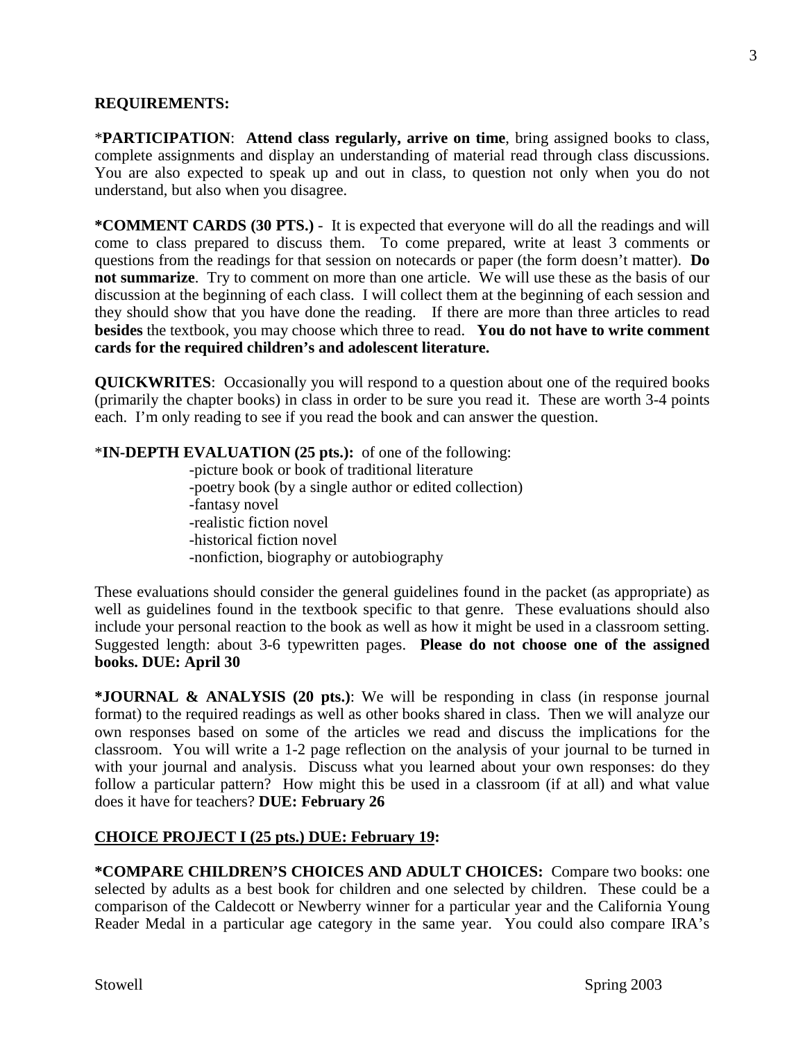**REQUIREMENTS:**

***PARTICIPATION**: **Attend class regularly, arrive on time**, bring assigned books to class, complete assignments and display an understanding of material read through class discussions. You are also expected to speak up and out in class, to question not only when you do not understand, but also when you disagree.

***COMMENT CARDS (30 PTS.)** - It is expected that everyone will do all the readings and will come to class prepared to discuss them. To come prepared, write at least 3 comments or questions from the readings for that session on notecards or paper (the form doesn't matter). **Do not summarize**. Try to comment on more than one article. We will use these as the basis of our discussion at the beginning of each class. I will collect them at the beginning of each session and they should show that you have done the reading. If there are more than three articles to read **besides** the textbook, you may choose which three to read. **You do not have to write comment cards for the required children's and adolescent literature.**

**QUICKWRITES**: Occasionally you will respond to a question about one of the required books (primarily the chapter books) in class in order to be sure you read it. These are worth 3-4 points each. I'm only reading to see if you read the book and can answer the question.

***IN-DEPTH EVALUATION (25 pts.):** of one of the following:

- picture book or book of traditional literature
- poetry book (by a single author or edited collection)
- fantasy novel
- realistic fiction novel
- historical fiction novel
- nonfiction, biography or autobiography

These evaluations should consider the general guidelines found in the packet (as appropriate) as well as guidelines found in the textbook specific to that genre. These evaluations should also include your personal reaction to the book as well as how it might be used in a classroom setting. Suggested length: about 3-6 typewritten pages. **Please do not choose one of the assigned books. DUE: April 30**

***JOURNAL & ANALYSIS (20 pts.)**: We will be responding in class (in response journal format) to the required readings as well as other books shared in class. Then we will analyze our own responses based on some of the articles we read and discuss the implications for the classroom. You will write a 1-2 page reflection on the analysis of your journal to be turned in with your journal and analysis. Discuss what you learned about your own responses: do they follow a particular pattern? How might this be used in a classroom (if at all) and what value does it have for teachers? **DUE: February 26**

**CHOICE PROJECT I (25 pts.) DUE: February 19:**

***COMPARE CHILDREN'S CHOICES AND ADULT CHOICES:** Compare two books: one selected by adults as a best book for children and one selected by children. These could be a comparison of the Caldecott or Newberry winner for a particular year and the California Young Reader Medal in a particular age category in the same year. You could also compare IRA's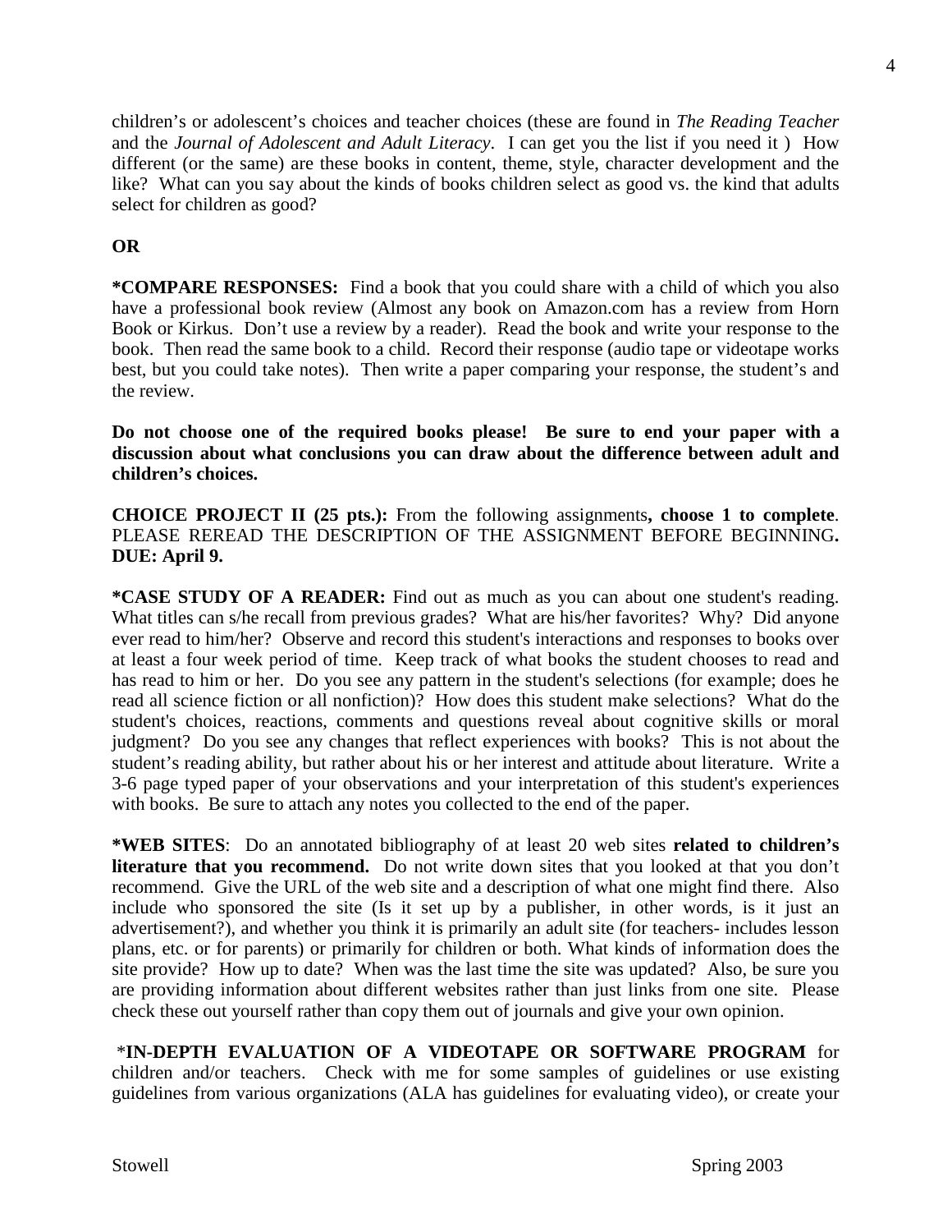children's or adolescent's choices and teacher choices (these are found in *The Reading Teacher* and the *Journal of Adolescent and Adult Literacy*. I can get you the list if you need it ) How different (or the same) are these books in content, theme, style, character development and the like? What can you say about the kinds of books children select as good vs. the kind that adults select for children as good?

**OR**

**\*COMPARE RESPONSES:** Find a book that you could share with a child of which you also have a professional book review (Almost any book on Amazon.com has a review from Horn Book or Kirkus. Don't use a review by a reader). Read the book and write your response to the book. Then read the same book to a child. Record their response (audio tape or videotape works best, but you could take notes). Then write a paper comparing your response, the student's and the review.

**Do not choose one of the required books please! Be sure to end your paper with a discussion about what conclusions you can draw about the difference between adult and children's choices.**

**CHOICE PROJECT II (25 pts.):** From the following assignments**, choose 1 to complete**. PLEASE REREAD THE DESCRIPTION OF THE ASSIGNMENT BEFORE BEGINNING**. DUE: April 9.**

**\*CASE STUDY OF A READER:** Find out as much as you can about one student's reading. What titles can s/he recall from previous grades? What are his/her favorites? Why? Did anyone ever read to him/her? Observe and record this student's interactions and responses to books over at least a four week period of time. Keep track of what books the student chooses to read and has read to him or her. Do you see any pattern in the student's selections (for example; does he read all science fiction or all nonfiction)? How does this student make selections? What do the student's choices, reactions, comments and questions reveal about cognitive skills or moral judgment? Do you see any changes that reflect experiences with books? This is not about the student's reading ability, but rather about his or her interest and attitude about literature. Write a 3-6 page typed paper of your observations and your interpretation of this student's experiences with books. Be sure to attach any notes you collected to the end of the paper.

**\*WEB SITES**: Do an annotated bibliography of at least 20 web sites **related to children's literature that you recommend.** Do not write down sites that you looked at that you don't recommend. Give the URL of the web site and a description of what one might find there. Also include who sponsored the site (Is it set up by a publisher, in other words, is it just an advertisement?), and whether you think it is primarily an adult site (for teachers- includes lesson plans, etc. or for parents) or primarily for children or both. What kinds of information does the site provide? How up to date? When was the last time the site was updated? Also, be sure you are providing information about different websites rather than just links from one site. Please check these out yourself rather than copy them out of journals and give your own opinion.

\***IN-DEPTH EVALUATION OF A VIDEOTAPE OR SOFTWARE PROGRAM** for children and/or teachers. Check with me for some samples of guidelines or use existing guidelines from various organizations (ALA has guidelines for evaluating video), or create your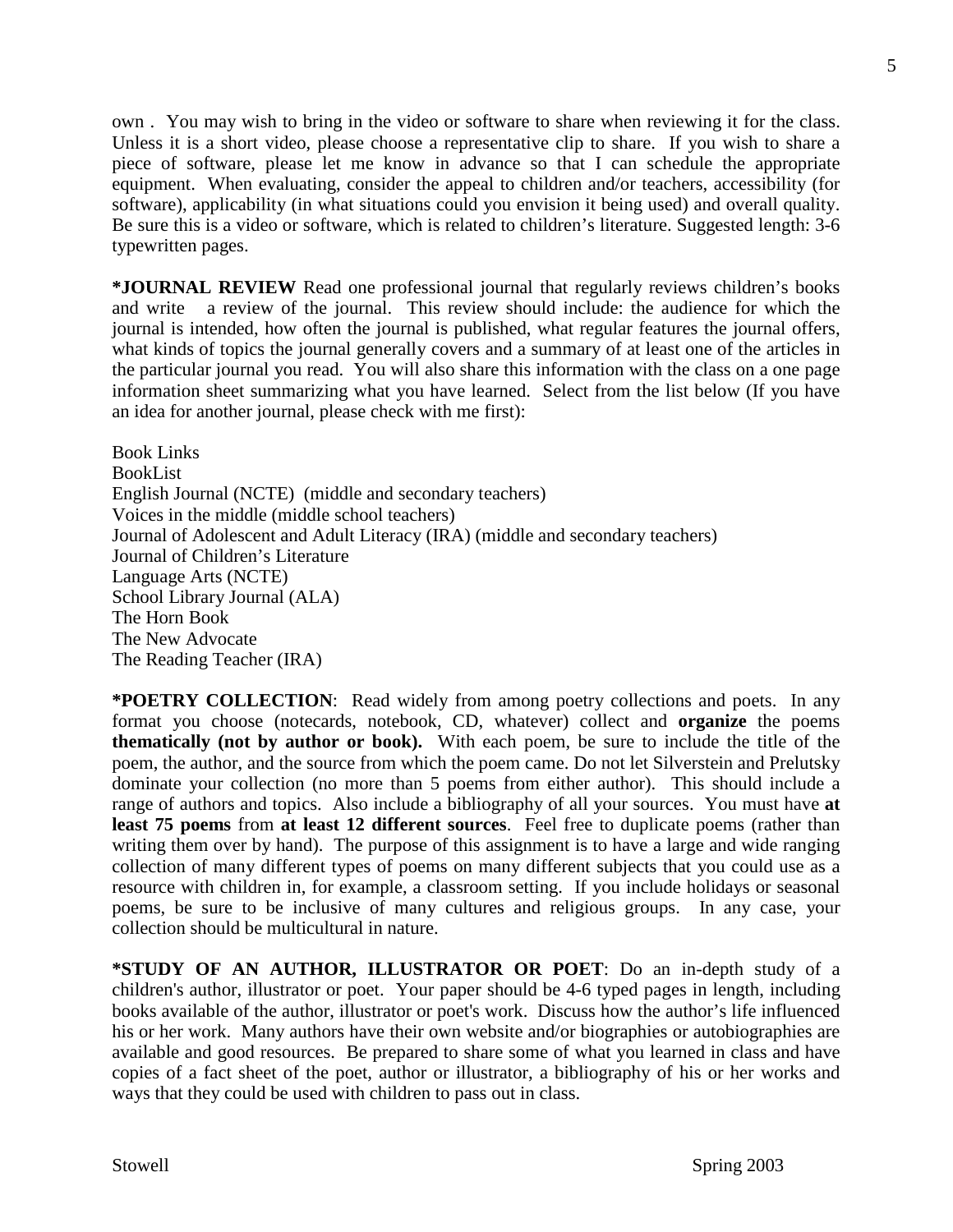own . You may wish to bring in the video or software to share when reviewing it for the class. Unless it is a short video, please choose a representative clip to share. If you wish to share a piece of software, please let me know in advance so that I can schedule the appropriate equipment. When evaluating, consider the appeal to children and/or teachers, accessibility (for software), applicability (in what situations could you envision it being used) and overall quality. Be sure this is a video or software, which is related to children's literature. Suggested length: 3-6 typewritten pages.

**\*JOURNAL REVIEW** Read one professional journal that regularly reviews children's books and write a review of the journal. This review should include: the audience for which the journal is intended, how often the journal is published, what regular features the journal offers, what kinds of topics the journal generally covers and a summary of at least one of the articles in the particular journal you read. You will also share this information with the class on a one page information sheet summarizing what you have learned. Select from the list below (If you have an idea for another journal, please check with me first):

Book Links
BookList
English Journal (NCTE) (middle and secondary teachers)
Voices in the middle (middle school teachers)
Journal of Adolescent and Adult Literacy (IRA) (middle and secondary teachers)
Journal of Children's Literature
Language Arts (NCTE)
School Library Journal (ALA)
The Horn Book
The New Advocate
The Reading Teacher (IRA)

**\*POETRY COLLECTION**: Read widely from among poetry collections and poets. In any format you choose (notecards, notebook, CD, whatever) collect and **organize** the poems **thematically (not by author or book).** With each poem, be sure to include the title of the poem, the author, and the source from which the poem came. Do not let Silverstein and Prelutsky dominate your collection (no more than 5 poems from either author). This should include a range of authors and topics. Also include a bibliography of all your sources. You must have **at least 75 poems** from **at least 12 different sources**. Feel free to duplicate poems (rather than writing them over by hand). The purpose of this assignment is to have a large and wide ranging collection of many different types of poems on many different subjects that you could use as a resource with children in, for example, a classroom setting. If you include holidays or seasonal poems, be sure to be inclusive of many cultures and religious groups. In any case, your collection should be multicultural in nature.

**\*STUDY OF AN AUTHOR, ILLUSTRATOR OR POET**: Do an in-depth study of a children's author, illustrator or poet. Your paper should be 4-6 typed pages in length, including books available of the author, illustrator or poet's work. Discuss how the author's life influenced his or her work. Many authors have their own website and/or biographies or autobiographies are available and good resources. Be prepared to share some of what you learned in class and have copies of a fact sheet of the poet, author or illustrator, a bibliography of his or her works and ways that they could be used with children to pass out in class.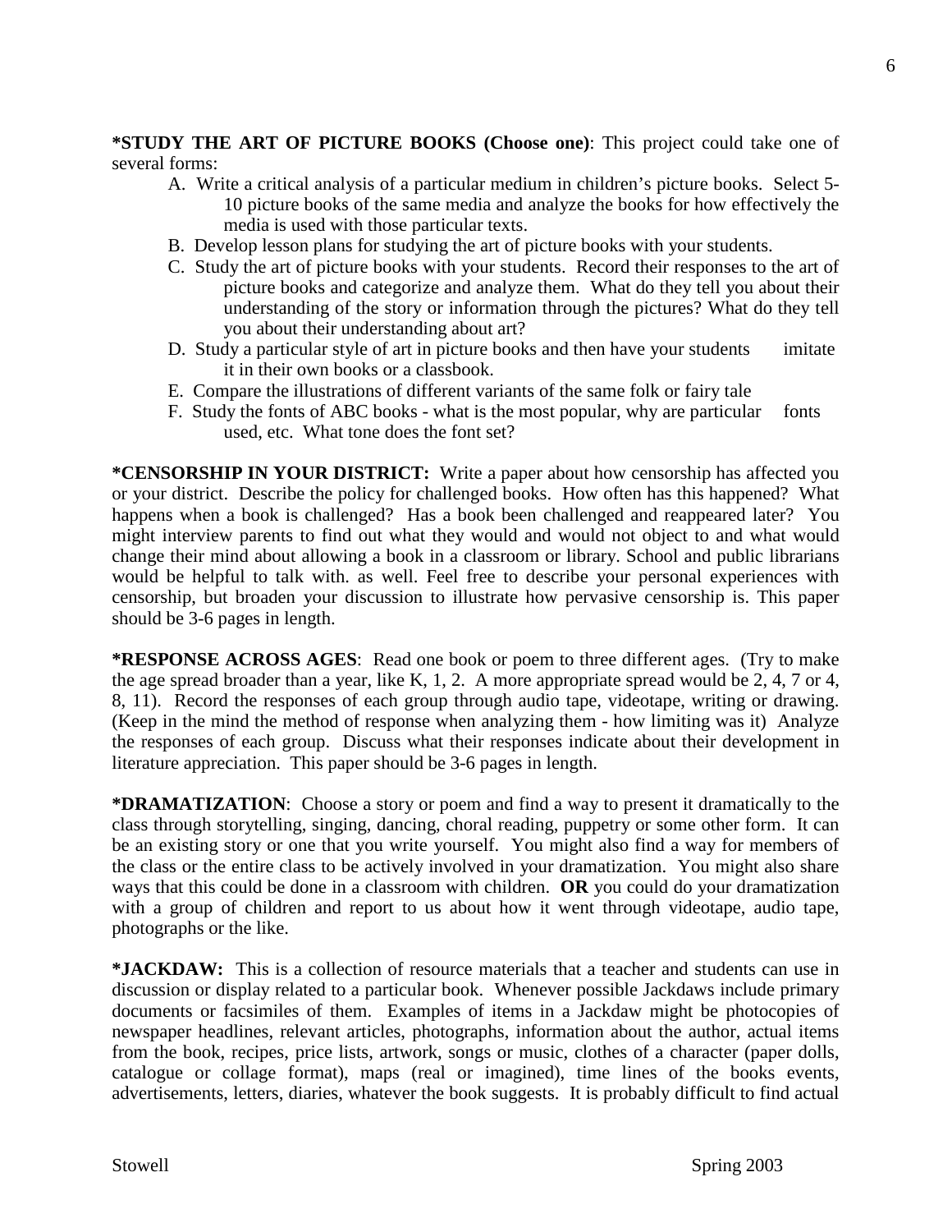**\*STUDY THE ART OF PICTURE BOOKS (Choose one)**: This project could take one of several forms:

A. Write a critical analysis of a particular medium in children's picture books. Select 5-10 picture books of the same media and analyze the books for how effectively the media is used with those particular texts.

B. Develop lesson plans for studying the art of picture books with your students.

C. Study the art of picture books with your students. Record their responses to the art of picture books and categorize and analyze them. What do they tell you about their understanding of the story or information through the pictures? What do they tell you about their understanding about art?

D. Study a particular style of art in picture books and then have your students imitate it in their own books or a classbook.

E. Compare the illustrations of different variants of the same folk or fairy tale

F. Study the fonts of ABC books - what is the most popular, why are particular fonts used, etc. What tone does the font set?

**\*CENSORSHIP IN YOUR DISTRICT:** Write a paper about how censorship has affected you or your district. Describe the policy for challenged books. How often has this happened? What happens when a book is challenged? Has a book been challenged and reappeared later? You might interview parents to find out what they would and would not object to and what would change their mind about allowing a book in a classroom or library. School and public librarians would be helpful to talk with. as well. Feel free to describe your personal experiences with censorship, but broaden your discussion to illustrate how pervasive censorship is. This paper should be 3-6 pages in length.

**\*RESPONSE ACROSS AGES**: Read one book or poem to three different ages. (Try to make the age spread broader than a year, like K, 1, 2. A more appropriate spread would be 2, 4, 7 or 4, 8, 11). Record the responses of each group through audio tape, videotape, writing or drawing. (Keep in the mind the method of response when analyzing them - how limiting was it) Analyze the responses of each group. Discuss what their responses indicate about their development in literature appreciation. This paper should be 3-6 pages in length.

**\*DRAMATIZATION**: Choose a story or poem and find a way to present it dramatically to the class through storytelling, singing, dancing, choral reading, puppetry or some other form. It can be an existing story or one that you write yourself. You might also find a way for members of the class or the entire class to be actively involved in your dramatization. You might also share ways that this could be done in a classroom with children. **OR** you could do your dramatization with a group of children and report to us about how it went through videotape, audio tape, photographs or the like.

**\*JACKDAW:** This is a collection of resource materials that a teacher and students can use in discussion or display related to a particular book. Whenever possible Jackdaws include primary documents or facsimiles of them. Examples of items in a Jackdaw might be photocopies of newspaper headlines, relevant articles, photographs, information about the author, actual items from the book, recipes, price lists, artwork, songs or music, clothes of a character (paper dolls, catalogue or collage format), maps (real or imagined), time lines of the books events, advertisements, letters, diaries, whatever the book suggests. It is probably difficult to find actual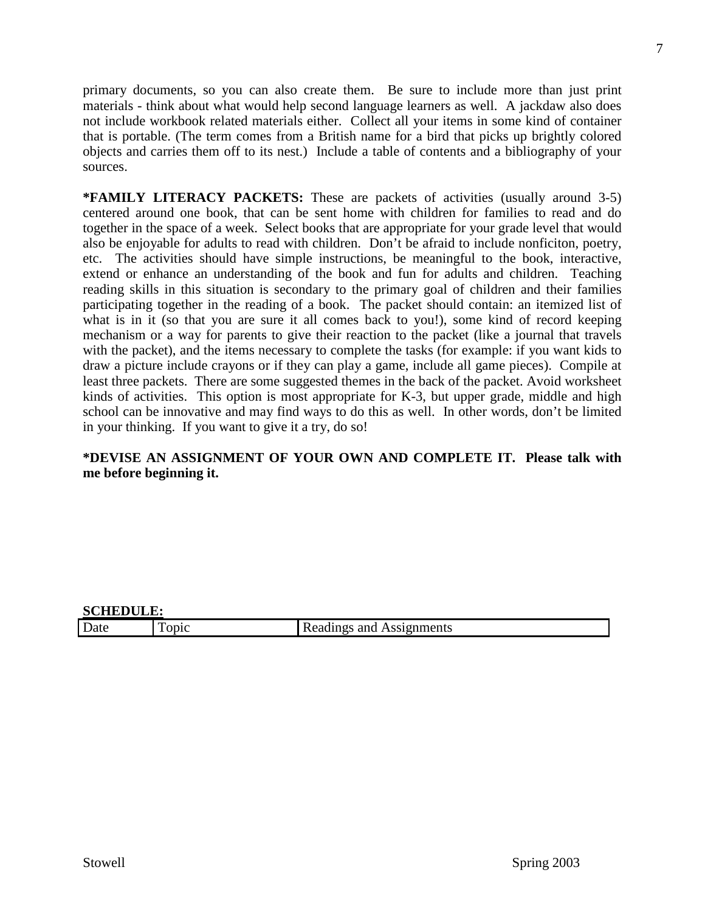primary documents, so you can also create them. Be sure to include more than just print materials - think about what would help second language learners as well. A jackdaw also does not include workbook related materials either. Collect all your items in some kind of container that is portable. (The term comes from a British name for a bird that picks up brightly colored objects and carries them off to its nest.) Include a table of contents and a bibliography of your sources.

**\*FAMILY LITERACY PACKETS:** These are packets of activities (usually around 3-5) centered around one book, that can be sent home with children for families to read and do together in the space of a week. Select books that are appropriate for your grade level that would also be enjoyable for adults to read with children. Don't be afraid to include nonficiton, poetry, etc. The activities should have simple instructions, be meaningful to the book, interactive, extend or enhance an understanding of the book and fun for adults and children. Teaching reading skills in this situation is secondary to the primary goal of children and their families participating together in the reading of a book. The packet should contain: an itemized list of what is in it (so that you are sure it all comes back to you!), some kind of record keeping mechanism or a way for parents to give their reaction to the packet (like a journal that travels with the packet), and the items necessary to complete the tasks (for example: if you want kids to draw a picture include crayons or if they can play a game, include all game pieces). Compile at least three packets. There are some suggested themes in the back of the packet. Avoid worksheet kinds of activities. This option is most appropriate for K-3, but upper grade, middle and high school can be innovative and may find ways to do this as well. In other words, don't be limited in your thinking. If you want to give it a try, do so!

**\*DEVISE AN ASSIGNMENT OF YOUR OWN AND COMPLETE IT. Please talk with me before beginning it.**

**SCHEDULE:**

| Date | Topic | Readings and Assignments |
|---|---|---|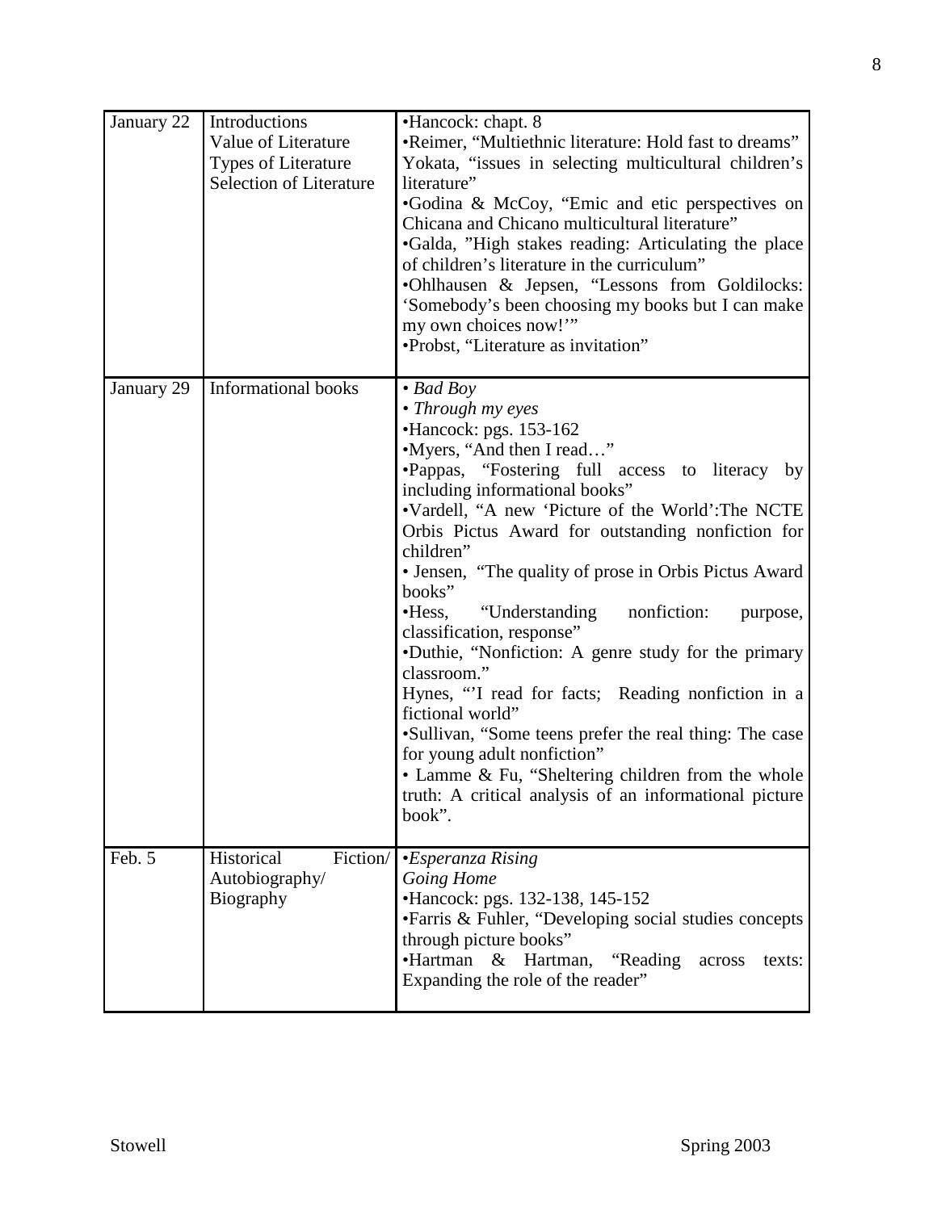| | | |
|---|---|---|
| January 22 | Introductions<br>Value of Literature<br>Types of Literature<br>Selection of Literature | •Hancock: chapt. 8<br>•Reimer, "Multiethnic literature: Hold fast to dreams"<br>Yokata, "issues in selecting multicultural children's literature"<br>•Godina & McCoy, "Emic and etic perspectives on Chicana and Chicano multicultural literature"<br>•Galda, "High stakes reading: Articulating the place of children's literature in the curriculum"<br>•Ohlhausen & Jepsen, "Lessons from Goldilocks: 'Somebody's been choosing my books but I can make my own choices now!'"<br>•Probst, "Literature as invitation" |
| January 29 | Informational books | • *Bad Boy*<br>• *Through my eyes*<br>•Hancock: pgs. 153-162<br>•Myers, "And then I read…"<br>•Pappas, "Fostering full access to literacy by including informational books"<br>•Vardell, "A new 'Picture of the World':The NCTE Orbis Pictus Award for outstanding nonfiction for children"<br>• Jensen, "The quality of prose in Orbis Pictus Award books"<br>•Hess, "Understanding nonfiction: purpose, classification, response"<br>•Duthie, "Nonfiction: A genre study for the primary classroom."<br>Hynes, "'I read for facts; Reading nonfiction in a fictional world"<br>•Sullivan, "Some teens prefer the real thing: The case for young adult nonfiction"<br>• Lamme & Fu, "Sheltering children from the whole truth: A critical analysis of an informational picture book". |
| Feb. 5 | Historical Fiction/<br>Autobiography/<br>Biography | •*Esperanza Rising*<br>*Going Home*<br>•Hancock: pgs. 132-138, 145-152<br>•Farris & Fuhler, "Developing social studies concepts through picture books"<br>•Hartman & Hartman, "Reading across texts: Expanding the role of the reader" |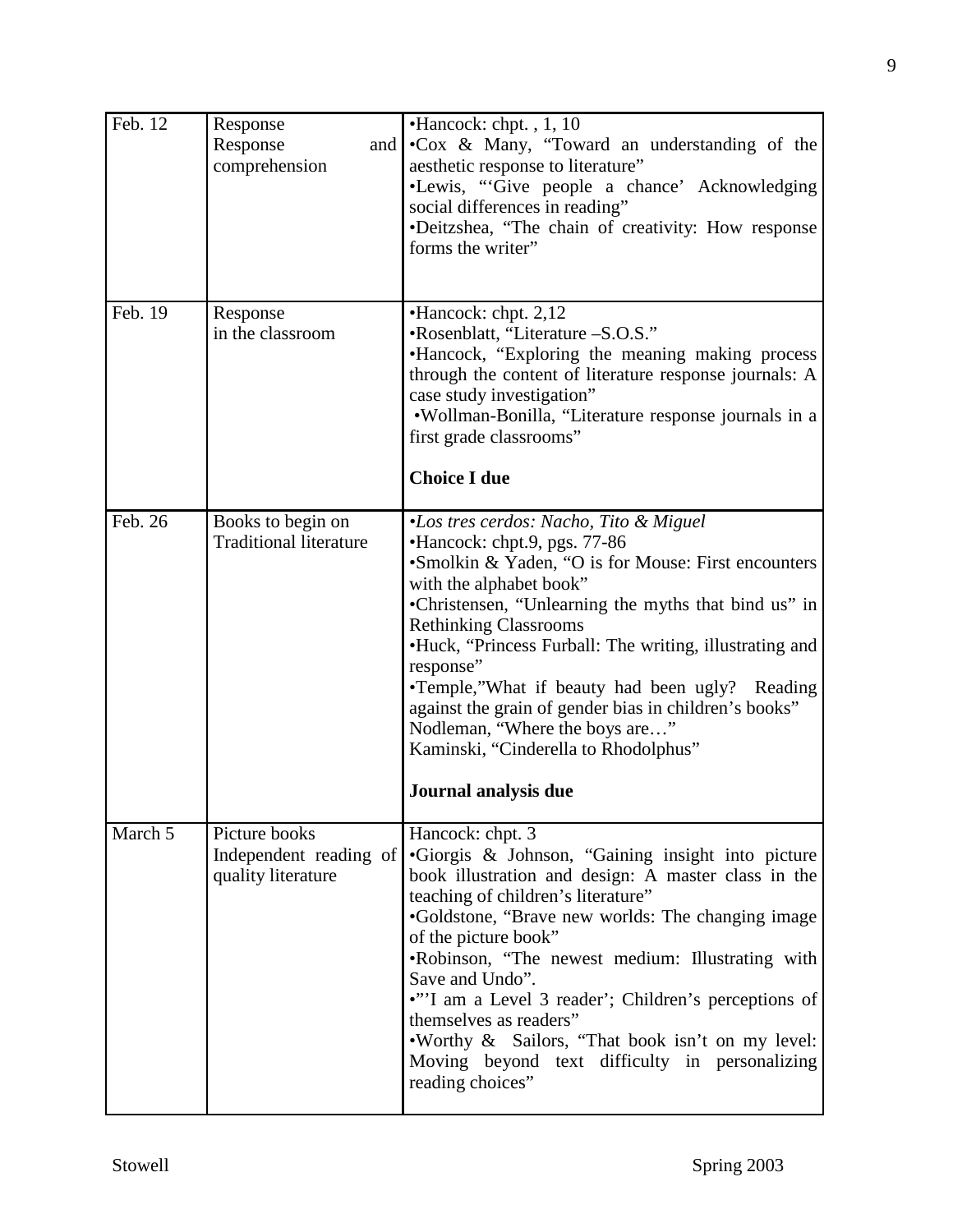| | | |
|---|---|---|
| Feb. 12 | Response<br>Response and comprehension | •Hancock: chpt. , 1, 10<br>•Cox & Many, "Toward an understanding of the aesthetic response to literature"<br>•Lewis, "'Give people a chance' Acknowledging social differences in reading"<br>•Deitzshea, "The chain of creativity: How response forms the writer" |
| Feb. 19 | Response in the classroom | •Hancock: chpt. 2,12<br>•Rosenblatt, "Literature –S.O.S."<br>•Hancock, "Exploring the meaning making process through the content of literature response journals: A case study investigation"<br>•Wollman-Bonilla, "Literature response journals in a first grade classrooms"<br><br>**Choice I due** |
| Feb. 26 | Books to begin on<br>Traditional literature | •*Los tres cerdos: Nacho, Tito & Miguel*<br>•Hancock: chpt.9, pgs. 77-86<br>•Smolkin & Yaden, "O is for Mouse: First encounters with the alphabet book"<br>•Christensen, "Unlearning the myths that bind us" in Rethinking Classrooms<br>•Huck, "Princess Furball: The writing, illustrating and response"<br>•Temple,"What if beauty had been ugly? Reading against the grain of gender bias in children's books"<br>Nodleman, "Where the boys are…"<br>Kaminski, "Cinderella to Rhodolphus"<br><br>**Journal analysis due** |
| March 5 | Picture books<br>Independent reading of quality literature | Hancock: chpt. 3<br>•Giorgis & Johnson, "Gaining insight into picture book illustration and design: A master class in the teaching of children's literature"<br>•Goldstone, "Brave new worlds: The changing image of the picture book"<br>•Robinson, "The newest medium: Illustrating with Save and Undo".<br>•"'I am a Level 3 reader'; Children's perceptions of themselves as readers"<br>•Worthy & Sailors, "That book isn't on my level: Moving beyond text difficulty in personalizing reading choices" |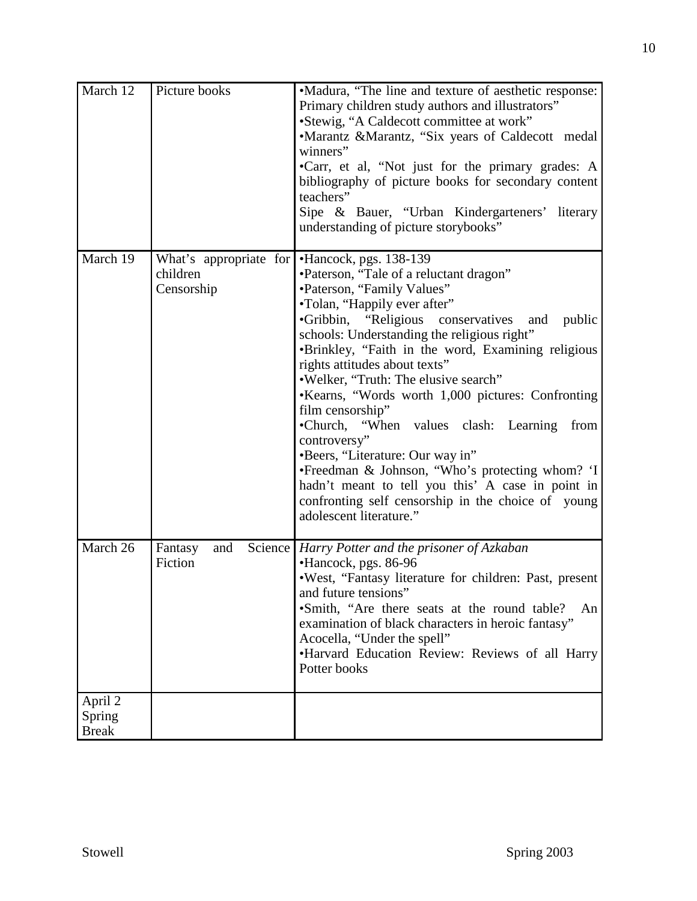| March 12 | Picture books | •Madura, "The line and texture of aesthetic response: Primary children study authors and illustrators"<br>•Stewig, "A Caldecott committee at work"<br>•Marantz &Marantz, "Six years of Caldecott medal winners"<br>•Carr, et al, "Not just for the primary grades: A bibliography of picture books for secondary content teachers"<br>Sipe & Bauer, "Urban Kindergarteners' literary understanding of picture storybooks" |
|---|---|---|
| March 19 | What's appropriate for children<br>Censorship | •Hancock, pgs. 138-139<br>•Paterson, "Tale of a reluctant dragon"<br>•Paterson, "Family Values"<br>•Tolan, "Happily ever after"<br>•Gribbin, "Religious conservatives and public schools: Understanding the religious right"<br>•Brinkley, "Faith in the word, Examining religious rights attitudes about texts"<br>•Welker, "Truth: The elusive search"<br>•Kearns, "Words worth 1,000 pictures: Confronting film censorship"<br>•Church, "When values clash: Learning from controversy"<br>•Beers, "Literature: Our way in"<br>•Freedman & Johnson, "Who's protecting whom? 'I hadn't meant to tell you this' A case in point in confronting self censorship in the choice of young adolescent literature." |
| March 26 | Fantasy and Science Fiction | *Harry Potter and the prisoner of Azkaban*<br>•Hancock, pgs. 86-96<br>•West, "Fantasy literature for children: Past, present and future tensions"<br>•Smith, "Are there seats at the round table? An examination of black characters in heroic fantasy"<br>Acocella, "Under the spell"<br>•Harvard Education Review: Reviews of all Harry Potter books |
| April 2<br>Spring Break | | |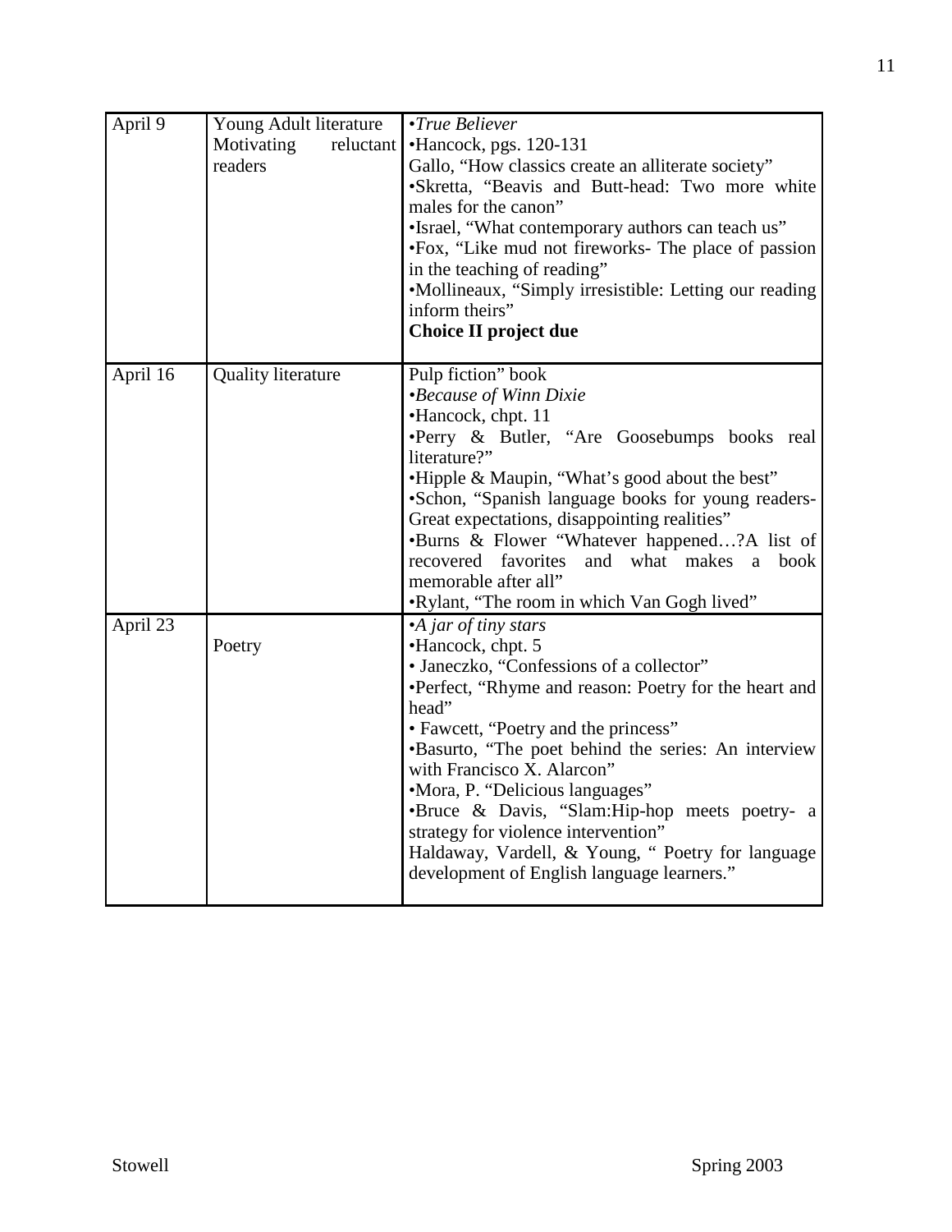| April 9 | Young Adult literature<br>Motivating reluctant readers | •*True Believer*<br>•Hancock, pgs. 120-131<br>Gallo, "How classics create an alliterate society"<br>•Skretta, "Beavis and Butt-head: Two more white males for the canon"<br>•Israel, "What contemporary authors can teach us"<br>•Fox, "Like mud not fireworks- The place of passion in the teaching of reading"<br>•Mollineaux, "Simply irresistible: Letting our reading inform theirs"<br>**Choice II project due** |
|---|---|---|
| April 16 | Quality literature | Pulp fiction" book<br>•*Because of Winn Dixie*<br>•Hancock, chpt. 11<br>•Perry & Butler, "Are Goosebumps books real literature?"<br>•Hipple & Maupin, "What's good about the best"<br>•Schon, "Spanish language books for young readers- Great expectations, disappointing realities"<br>•Burns & Flower "Whatever happened…?A list of recovered favorites and what makes a book memorable after all"<br>•Rylant, "The room in which Van Gogh lived" |
| April 23 | Poetry | •*A jar of tiny stars*<br>•Hancock, chpt. 5<br>• Janeczko, "Confessions of a collector"<br>•Perfect, "Rhyme and reason: Poetry for the heart and head"<br>• Fawcett, "Poetry and the princess"<br>•Basurto, "The poet behind the series: An interview with Francisco X. Alarcon"<br>•Mora, P. "Delicious languages"<br>•Bruce & Davis, "Slam:Hip-hop meets poetry- a strategy for violence intervention"<br>Haldaway, Vardell, & Young, " Poetry for language development of English language learners." |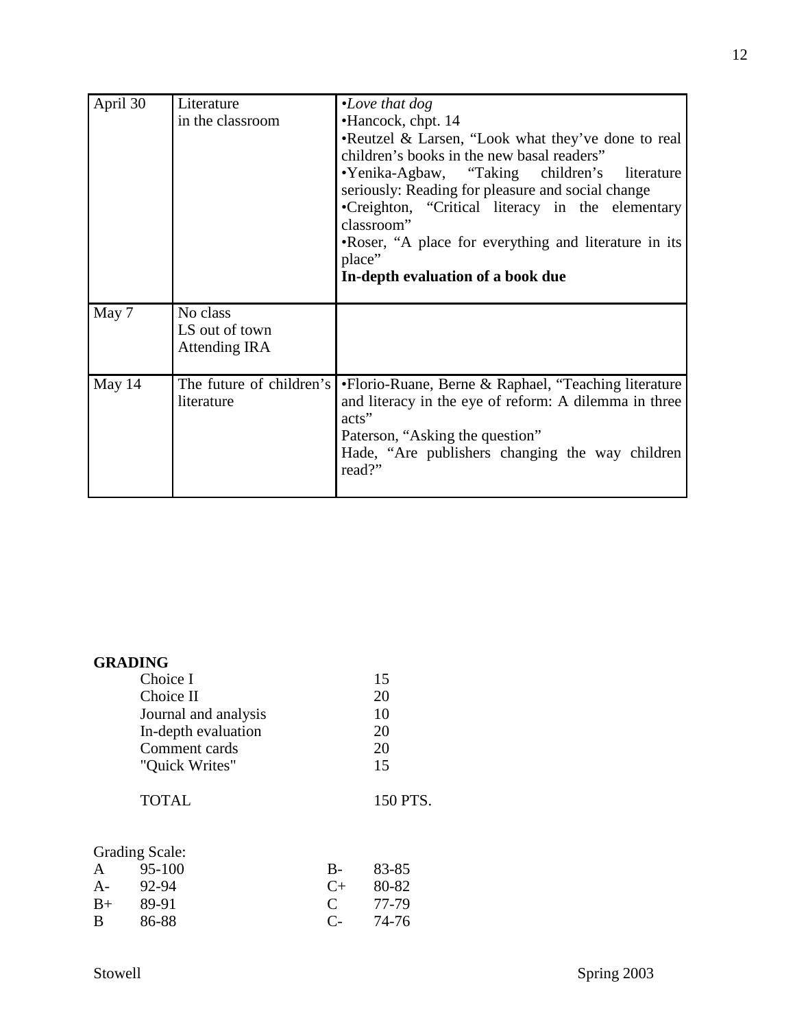| April 30 | Literature in the classroom | •*Love that dog*<br>•Hancock, chpt. 14<br>•Reutzel & Larsen, "Look what they've done to real children's books in the new basal readers"<br>•Yenika-Agbaw, "Taking children's literature seriously: Reading for pleasure and social change<br>•Creighton, "Critical literacy in the elementary classroom"<br>•Roser, "A place for everything and literature in its place"<br>**In-depth evaluation of a book due** |
|---|---|---|
| May 7 | No class<br>LS out of town<br>Attending IRA | |
| May 14 | The future of children's literature | •Florio-Ruane, Berne & Raphael, "Teaching literature and literacy in the eye of reform: A dilemma in three acts"<br>Paterson, "Asking the question"<br>Hade, "Are publishers changing the way children read?" |

**GRADING**

| | |
|---|---|
| Choice I | 15 |
| Choice II | 20 |
| Journal and analysis | 10 |
| In-depth evaluation | 20 |
| Comment cards | 20 |
| "Quick Writes" | 15 |
| TOTAL | 150 PTS. |

Grading Scale:

| | | | |
|---|---|---|---|
| A | 95-100 | B- | 83-85 |
| A- | 92-94 | C+ | 80-82 |
| B+ | 89-91 | C | 77-79 |
| B | 86-88 | C- | 74-76 |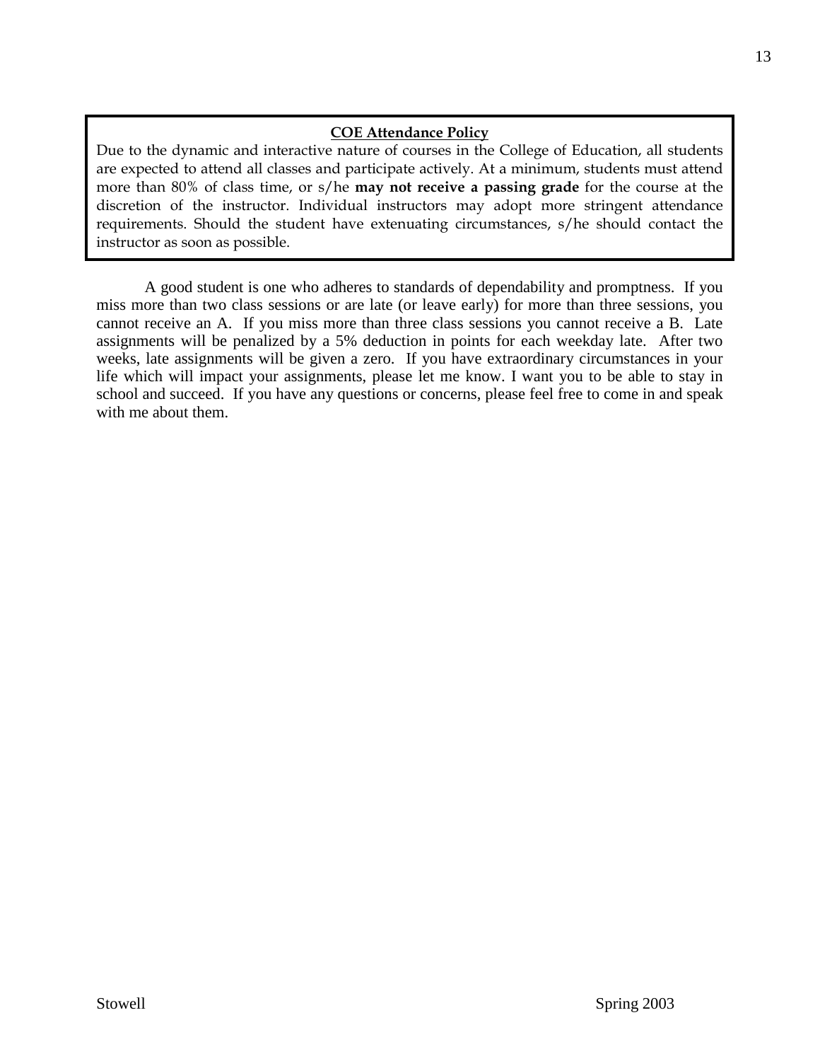**COE Attendance Policy**

Due to the dynamic and interactive nature of courses in the College of Education, all students are expected to attend all classes and participate actively. At a minimum, students must attend more than 80% of class time, or s/he **may not receive a passing grade** for the course at the discretion of the instructor. Individual instructors may adopt more stringent attendance requirements. Should the student have extenuating circumstances, s/he should contact the instructor as soon as possible.

A good student is one who adheres to standards of dependability and promptness. If you miss more than two class sessions or are late (or leave early) for more than three sessions, you cannot receive an A. If you miss more than three class sessions you cannot receive a B. Late assignments will be penalized by a 5% deduction in points for each weekday late. After two weeks, late assignments will be given a zero. If you have extraordinary circumstances in your life which will impact your assignments, please let me know. I want you to be able to stay in school and succeed. If you have any questions or concerns, please feel free to come in and speak with me about them.